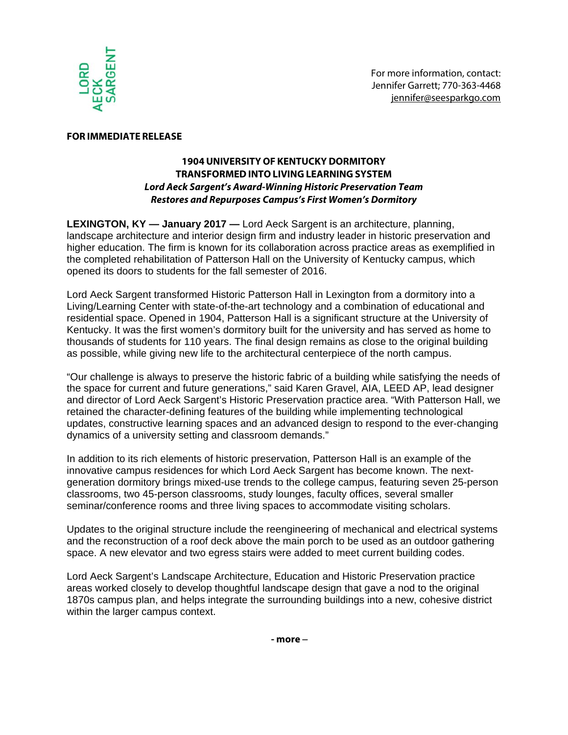LORD AECK SARGENT

For more information, contact:
Jennifer Garrett; 770-363-4468
jennifer@seesparkgo.com

**FOR IMMEDIATE RELEASE**

# 1904 UNIVERSITY OF KENTUCKY DORMITORY TRANSFORMED INTO LIVING LEARNING SYSTEM

***Lord Aeck Sargent's Award-Winning Historic Preservation Team Restores and Repurposes Campus's First Women's Dormitory***

**LEXINGTON, KY — January 2017 —** Lord Aeck Sargent is an architecture, planning, landscape architecture and interior design firm and industry leader in historic preservation and higher education. The firm is known for its collaboration across practice areas as exemplified in the completed rehabilitation of Patterson Hall on the University of Kentucky campus, which opened its doors to students for the fall semester of 2016.

Lord Aeck Sargent transformed Historic Patterson Hall in Lexington from a dormitory into a Living/Learning Center with state-of-the-art technology and a combination of educational and residential space. Opened in 1904, Patterson Hall is a significant structure at the University of Kentucky. It was the first women's dormitory built for the university and has served as home to thousands of students for 110 years. The final design remains as close to the original building as possible, while giving new life to the architectural centerpiece of the north campus.

"Our challenge is always to preserve the historic fabric of a building while satisfying the needs of the space for current and future generations," said Karen Gravel, AIA, LEED AP, lead designer and director of Lord Aeck Sargent's Historic Preservation practice area. "With Patterson Hall, we retained the character-defining features of the building while implementing technological updates, constructive learning spaces and an advanced design to respond to the ever-changing dynamics of a university setting and classroom demands."

In addition to its rich elements of historic preservation, Patterson Hall is an example of the innovative campus residences for which Lord Aeck Sargent has become known. The next-generation dormitory brings mixed-use trends to the college campus, featuring seven 25-person classrooms, two 45-person classrooms, study lounges, faculty offices, several smaller seminar/conference rooms and three living spaces to accommodate visiting scholars.

Updates to the original structure include the reengineering of mechanical and electrical systems and the reconstruction of a roof deck above the main porch to be used as an outdoor gathering space. A new elevator and two egress stairs were added to meet current building codes.

Lord Aeck Sargent's Landscape Architecture, Education and Historic Preservation practice areas worked closely to develop thoughtful landscape design that gave a nod to the original 1870s campus plan, and helps integrate the surrounding buildings into a new, cohesive district within the larger campus context.

**- more –**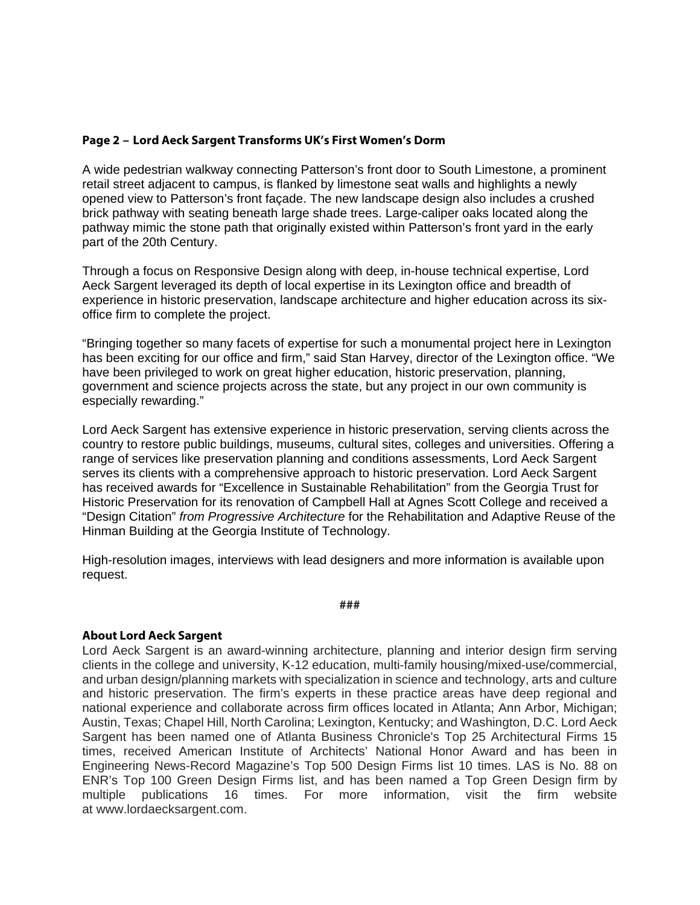**Page 2 – Lord Aeck Sargent Transforms UK's First Women's Dorm**

A wide pedestrian walkway connecting Patterson's front door to South Limestone, a prominent retail street adjacent to campus, is flanked by limestone seat walls and highlights a newly opened view to Patterson's front façade. The new landscape design also includes a crushed brick pathway with seating beneath large shade trees. Large-caliper oaks located along the pathway mimic the stone path that originally existed within Patterson's front yard in the early part of the 20th Century.

Through a focus on Responsive Design along with deep, in-house technical expertise, Lord Aeck Sargent leveraged its depth of local expertise in its Lexington office and breadth of experience in historic preservation, landscape architecture and higher education across its six-office firm to complete the project.

"Bringing together so many facets of expertise for such a monumental project here in Lexington has been exciting for our office and firm," said Stan Harvey, director of the Lexington office. "We have been privileged to work on great higher education, historic preservation, planning, government and science projects across the state, but any project in our own community is especially rewarding."

Lord Aeck Sargent has extensive experience in historic preservation, serving clients across the country to restore public buildings, museums, cultural sites, colleges and universities. Offering a range of services like preservation planning and conditions assessments, Lord Aeck Sargent serves its clients with a comprehensive approach to historic preservation. Lord Aeck Sargent has received awards for "Excellence in Sustainable Rehabilitation" from the Georgia Trust for Historic Preservation for its renovation of Campbell Hall at Agnes Scott College and received a "Design Citation" *from Progressive Architecture* for the Rehabilitation and Adaptive Reuse of the Hinman Building at the Georgia Institute of Technology.

High-resolution images, interviews with lead designers and more information is available upon request.

**###**

**About Lord Aeck Sargent**

Lord Aeck Sargent is an award-winning architecture, planning and interior design firm serving clients in the college and university, K-12 education, multi-family housing/mixed-use/commercial, and urban design/planning markets with specialization in science and technology, arts and culture and historic preservation. The firm's experts in these practice areas have deep regional and national experience and collaborate across firm offices located in Atlanta; Ann Arbor, Michigan; Austin, Texas; Chapel Hill, North Carolina; Lexington, Kentucky; and Washington, D.C. Lord Aeck Sargent has been named one of Atlanta Business Chronicle's Top 25 Architectural Firms 15 times, received American Institute of Architects' National Honor Award and has been in Engineering News-Record Magazine's Top 500 Design Firms list 10 times. LAS is No. 88 on ENR's Top 100 Green Design Firms list, and has been named a Top Green Design firm by multiple publications 16 times. For more information, visit the firm website at www.lordaecksargent.com.